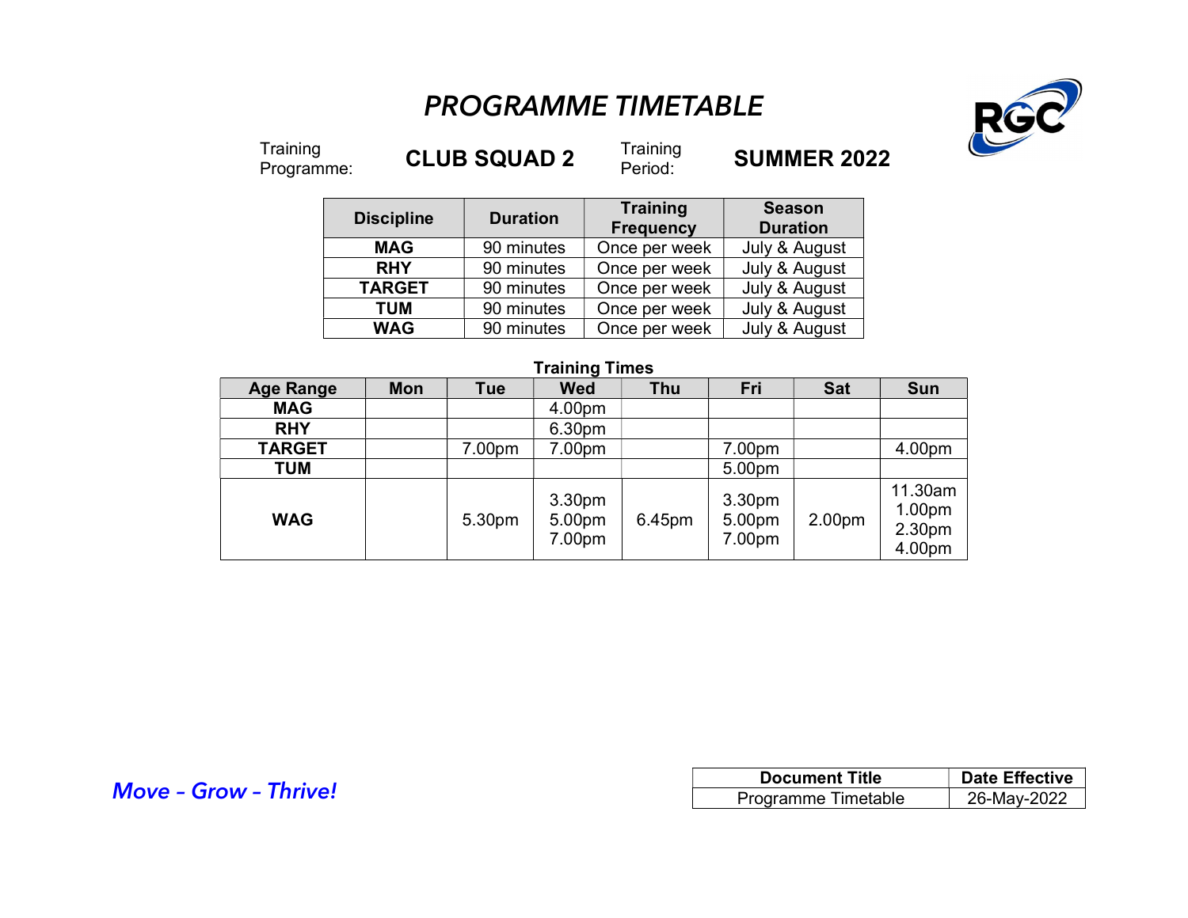# *PROGRAMME TIMETABLE*

Training Programme: **CLUB SQUAD 2** Training Period: **SUMMER 2022**

| Discipline | Duration | Training Frequency | Season Duration |
|---|---|---|---|
| **MAG** | 90 minutes | Once per week | July & August |
| **RHY** | 90 minutes | Once per week | July & August |
| **TARGET** | 90 minutes | Once per week | July & August |
| **TUM** | 90 minutes | Once per week | July & August |
| **WAG** | 90 minutes | Once per week | July & August |

**Training Times**

| Age Range | Mon | Tue | Wed | Thu | Fri | Sat | Sun |
|---|---|---|---|---|---|---|---|
| **MAG** | | | 4.00pm | | | | |
| **RHY** | | | 6.30pm | | | | |
| **TARGET** | | 7.00pm | 7.00pm | | 7.00pm | | 4.00pm |
| **TUM** | | | | | 5.00pm | | |
| **WAG** | | 5.30pm | 3.30pm 5.00pm 7.00pm | 6.45pm | 3.30pm 5.00pm 7.00pm | 2.00pm | 11.30am 1.00pm 2.30pm 4.00pm |

*Move – Grow – Thrive!*

| Document Title | Date Effective |
|---|---|
| Programme Timetable | 26-May-2022 |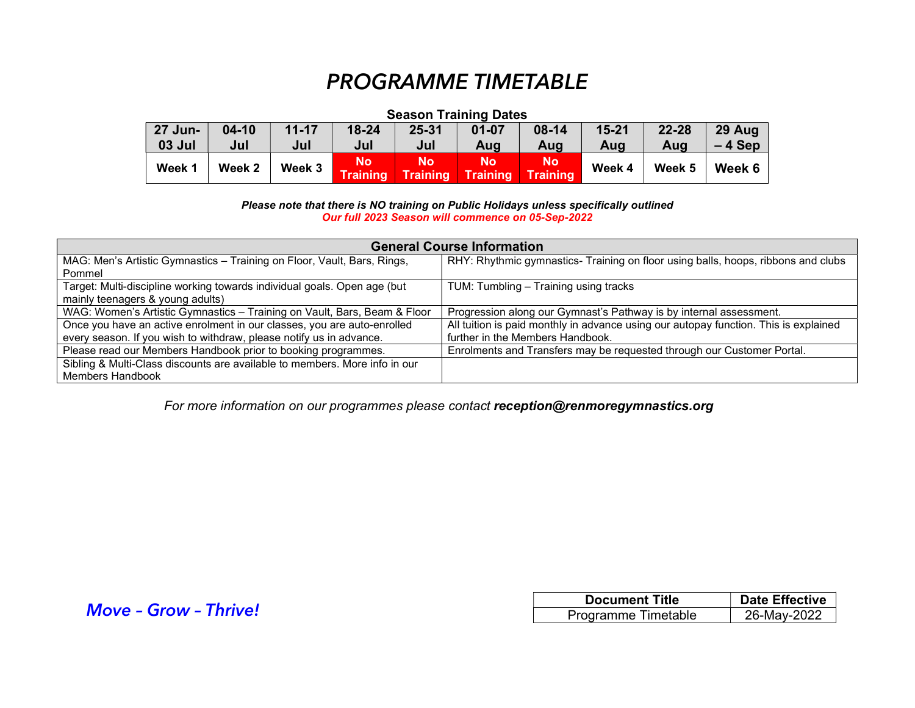# *PROGRAMME TIMETABLE*

**Season Training Dates**

| 27 Jun-03 Jul | 04-10 Jul | 11-17 Jul | 18-24 Jul | 25-31 Jul | 01-07 Aug | 08-14 Aug | 15-21 Aug | 22-28 Aug | 29 Aug – 4 Sep |
|---|---|---|---|---|---|---|---|---|---|
| Week 1 | Week 2 | Week 3 | No Training | No Training | No Training | No Training | Week 4 | Week 5 | Week 6 |

***Please note that there is NO training on Public Holidays unless specifically outlined***
***Our full 2023 Season will commence on 05-Sep-2022***

| General Course Information | |
|---|---|
| MAG: Men's Artistic Gymnastics – Training on Floor, Vault, Bars, Rings, Pommel | RHY: Rhythmic gymnastics- Training on floor using balls, hoops, ribbons and clubs |
| Target: Multi-discipline working towards individual goals. Open age (but mainly teenagers & young adults) | TUM: Tumbling – Training using tracks |
| WAG: Women's Artistic Gymnastics – Training on Vault, Bars, Beam & Floor | Progression along our Gymnast's Pathway is by internal assessment. |
| Once you have an active enrolment in our classes, you are auto-enrolled every season. If you wish to withdraw, please notify us in advance. | All tuition is paid monthly in advance using our autopay function. This is explained further in the Members Handbook. |
| Please read our Members Handbook prior to booking programmes. | Enrolments and Transfers may be requested through our Customer Portal. |
| Sibling & Multi-Class discounts are available to members. More info in our Members Handbook | |

*For more information on our programmes please contact* ***reception@renmoregymnastics.org***

***Move – Grow – Thrive!***

| Document Title | Date Effective |
|---|---|
| Programme Timetable | 26-May-2022 |